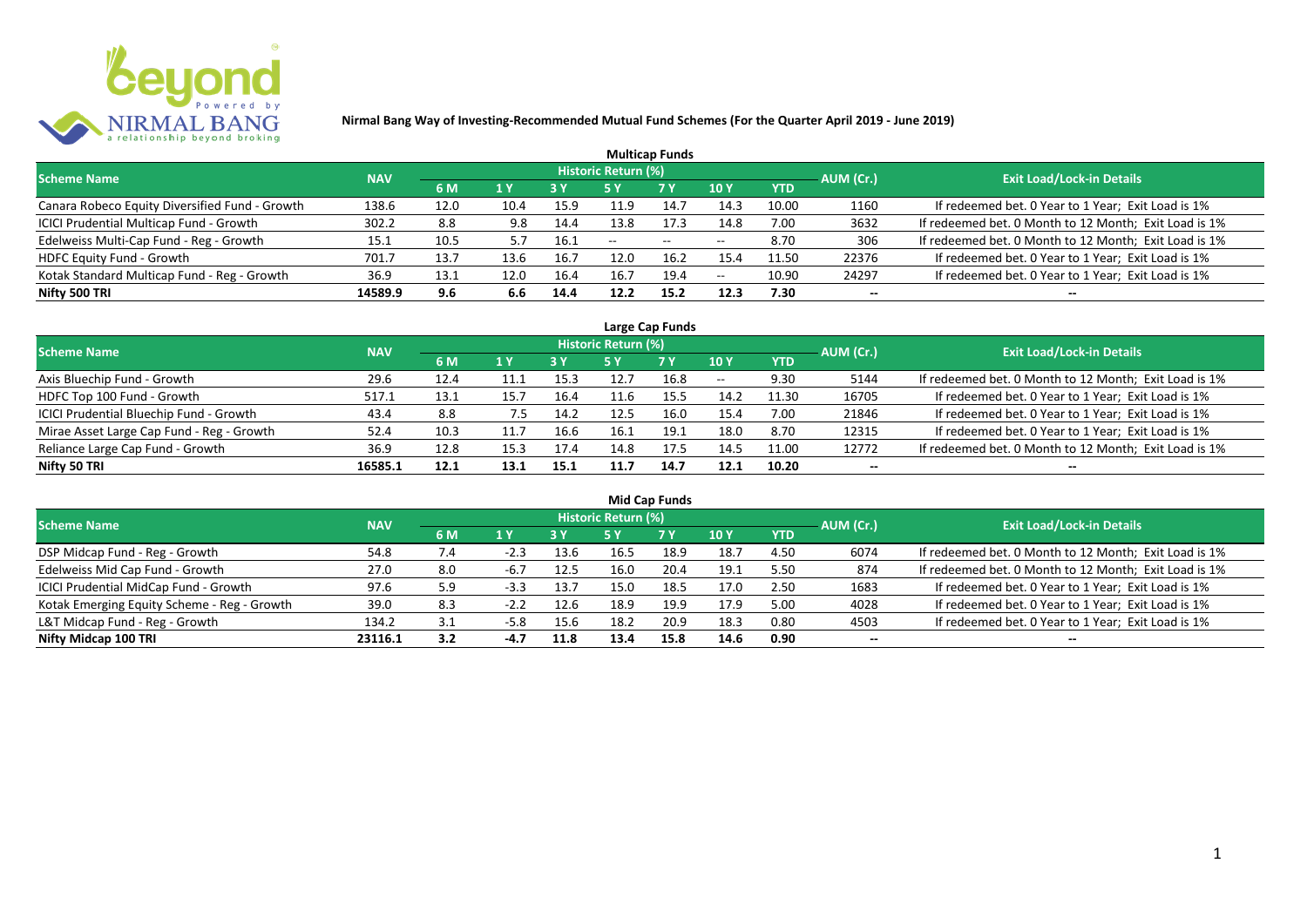**Nirmal Bang Way of Investing-Recommended Mutual Fund Schemes (For the Quarter April 2019 - June 2019)**

## Multicap Funds

| Scheme Name | NAV | Historic Return (%) | | | | | | | AUM (Cr.) | Exit Load/Lock-in Details |
|---|---|---|---|---|---|---|---|---|---|---|
| | | 6 M | 1 Y | 3 Y | 5 Y | 7 Y | 10 Y | YTD | | |
| Canara Robeco Equity Diversified Fund - Growth | 138.6 | 12.0 | 10.4 | 15.9 | 11.9 | 14.7 | 14.3 | 10.00 | 1160 | If redeemed bet. 0 Year to 1 Year; Exit Load is 1% |
| ICICI Prudential Multicap Fund - Growth | 302.2 | 8.8 | 9.8 | 14.4 | 13.8 | 17.3 | 14.8 | 7.00 | 3632 | If redeemed bet. 0 Month to 12 Month; Exit Load is 1% |
| Edelweiss Multi-Cap Fund - Reg - Growth | 15.1 | 10.5 | 5.7 | 16.1 | -- | -- | -- | 8.70 | 306 | If redeemed bet. 0 Month to 12 Month; Exit Load is 1% |
| HDFC Equity Fund - Growth | 701.7 | 13.7 | 13.6 | 16.7 | 12.0 | 16.2 | 15.4 | 11.50 | 22376 | If redeemed bet. 0 Year to 1 Year; Exit Load is 1% |
| Kotak Standard Multicap Fund - Reg - Growth | 36.9 | 13.1 | 12.0 | 16.4 | 16.7 | 19.4 | -- | 10.90 | 24297 | If redeemed bet. 0 Year to 1 Year; Exit Load is 1% |
| **Nifty 500 TRI** | **14589.9** | **9.6** | **6.6** | **14.4** | **12.2** | **15.2** | **12.3** | **7.30** | **--** | **--** |

## Large Cap Funds

| Scheme Name | NAV | Historic Return (%) | | | | | | | AUM (Cr.) | Exit Load/Lock-in Details |
|---|---|---|---|---|---|---|---|---|---|---|
| | | 6 M | 1 Y | 3 Y | 5 Y | 7 Y | 10 Y | YTD | | |
| Axis Bluechip Fund - Growth | 29.6 | 12.4 | 11.1 | 15.3 | 12.7 | 16.8 | -- | 9.30 | 5144 | If redeemed bet. 0 Month to 12 Month; Exit Load is 1% |
| HDFC Top 100 Fund - Growth | 517.1 | 13.1 | 15.7 | 16.4 | 11.6 | 15.5 | 14.2 | 11.30 | 16705 | If redeemed bet. 0 Year to 1 Year; Exit Load is 1% |
| ICICI Prudential Bluechip Fund - Growth | 43.4 | 8.8 | 7.5 | 14.2 | 12.5 | 16.0 | 15.4 | 7.00 | 21846 | If redeemed bet. 0 Year to 1 Year; Exit Load is 1% |
| Mirae Asset Large Cap Fund - Reg - Growth | 52.4 | 10.3 | 11.7 | 16.6 | 16.1 | 19.1 | 18.0 | 8.70 | 12315 | If redeemed bet. 0 Year to 1 Year; Exit Load is 1% |
| Reliance Large Cap Fund - Growth | 36.9 | 12.8 | 15.3 | 17.4 | 14.8 | 17.5 | 14.5 | 11.00 | 12772 | If redeemed bet. 0 Month to 12 Month; Exit Load is 1% |
| **Nifty 50 TRI** | **16585.1** | **12.1** | **13.1** | **15.1** | **11.7** | **14.7** | **12.1** | **10.20** | **--** | **--** |

## Mid Cap Funds

| Scheme Name | NAV | Historic Return (%) | | | | | | | AUM (Cr.) | Exit Load/Lock-in Details |
|---|---|---|---|---|---|---|---|---|---|---|
| | | 6 M | 1 Y | 3 Y | 5 Y | 7 Y | 10 Y | YTD | | |
| DSP Midcap Fund - Reg - Growth | 54.8 | 7.4 | -2.3 | 13.6 | 16.5 | 18.9 | 18.7 | 4.50 | 6074 | If redeemed bet. 0 Month to 12 Month; Exit Load is 1% |
| Edelweiss Mid Cap Fund - Growth | 27.0 | 8.0 | -6.7 | 12.5 | 16.0 | 20.4 | 19.1 | 5.50 | 874 | If redeemed bet. 0 Month to 12 Month; Exit Load is 1% |
| ICICI Prudential MidCap Fund - Growth | 97.6 | 5.9 | -3.3 | 13.7 | 15.0 | 18.5 | 17.0 | 2.50 | 1683 | If redeemed bet. 0 Year to 1 Year; Exit Load is 1% |
| Kotak Emerging Equity Scheme - Reg - Growth | 39.0 | 8.3 | -2.2 | 12.6 | 18.9 | 19.9 | 17.9 | 5.00 | 4028 | If redeemed bet. 0 Year to 1 Year; Exit Load is 1% |
| L&T Midcap Fund - Reg - Growth | 134.2 | 3.1 | -5.8 | 15.6 | 18.2 | 20.9 | 18.3 | 0.80 | 4503 | If redeemed bet. 0 Year to 1 Year; Exit Load is 1% |
| **Nifty Midcap 100 TRI** | **23116.1** | **3.2** | **-4.7** | **11.8** | **13.4** | **15.8** | **14.6** | **0.90** | **--** | **--** |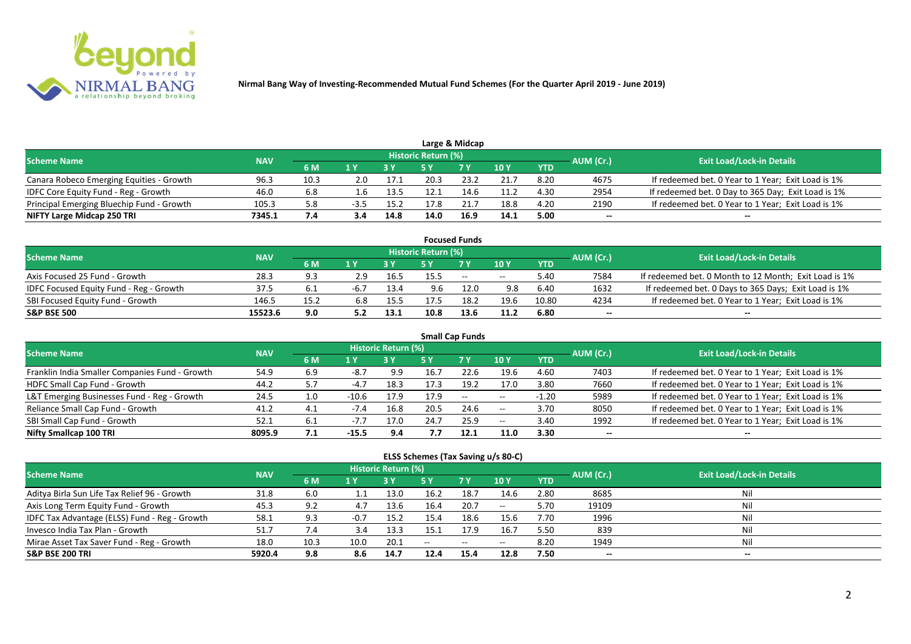**Nirmal Bang Way of Investing-Recommended Mutual Fund Schemes (For the Quarter April 2019 - June 2019)**

## Large & Midcap

| Scheme Name | NAV | Historic Return (%) | | | | | | | AUM (Cr.) | Exit Load/Lock-in Details |
|---|---|---|---|---|---|---|---|---|---|---|
| | | 6 M | 1 Y | 3 Y | 5 Y | 7 Y | 10 Y | YTD | | |
| Canara Robeco Emerging Equities - Growth | 96.3 | 10.3 | 2.0 | 17.1 | 20.3 | 23.2 | 21.7 | 8.20 | 4675 | If redeemed bet. 0 Year to 1 Year; Exit Load is 1% |
| IDFC Core Equity Fund - Reg - Growth | 46.0 | 6.8 | 1.6 | 13.5 | 12.1 | 14.6 | 11.2 | 4.30 | 2954 | If redeemed bet. 0 Day to 365 Day; Exit Load is 1% |
| Principal Emerging Bluechip Fund - Growth | 105.3 | 5.8 | -3.5 | 15.2 | 17.8 | 21.7 | 18.8 | 4.20 | 2190 | If redeemed bet. 0 Year to 1 Year; Exit Load is 1% |
| **NIFTY Large Midcap 250 TRI** | **7345.1** | **7.4** | **3.4** | **14.8** | **14.0** | **16.9** | **14.1** | **5.00** | **--** | **--** |

## Focused Funds

| Scheme Name | NAV | Historic Return (%) | | | | | | | AUM (Cr.) | Exit Load/Lock-in Details |
|---|---|---|---|---|---|---|---|---|---|---|
| | | 6 M | 1 Y | 3 Y | 5 Y | 7 Y | 10 Y | YTD | | |
| Axis Focused 25 Fund - Growth | 28.3 | 9.3 | 2.9 | 16.5 | 15.5 | -- | -- | 5.40 | 7584 | If redeemed bet. 0 Month to 12 Month; Exit Load is 1% |
| IDFC Focused Equity Fund - Reg - Growth | 37.5 | 6.1 | -6.7 | 13.4 | 9.6 | 12.0 | 9.8 | 6.40 | 1632 | If redeemed bet. 0 Days to 365 Days; Exit Load is 1% |
| SBI Focused Equity Fund - Growth | 146.5 | 15.2 | 6.8 | 15.5 | 17.5 | 18.2 | 19.6 | 10.80 | 4234 | If redeemed bet. 0 Year to 1 Year; Exit Load is 1% |
| **S&P BSE 500** | **15523.6** | **9.0** | **5.2** | **13.1** | **10.8** | **13.6** | **11.2** | **6.80** | **--** | **--** |

## Small Cap Funds

| Scheme Name | NAV | Historic Return (%) | | | | | | | AUM (Cr.) | Exit Load/Lock-in Details |
|---|---|---|---|---|---|---|---|---|---|---|
| | | 6 M | 1 Y | 3 Y | 5 Y | 7 Y | 10 Y | YTD | | |
| Franklin India Smaller Companies Fund - Growth | 54.9 | 6.9 | -8.7 | 9.9 | 16.7 | 22.6 | 19.6 | 4.60 | 7403 | If redeemed bet. 0 Year to 1 Year; Exit Load is 1% |
| HDFC Small Cap Fund - Growth | 44.2 | 5.7 | -4.7 | 18.3 | 17.3 | 19.2 | 17.0 | 3.80 | 7660 | If redeemed bet. 0 Year to 1 Year; Exit Load is 1% |
| L&T Emerging Businesses Fund - Reg - Growth | 24.5 | 1.0 | -10.6 | 17.9 | 17.9 | -- | -- | -1.20 | 5989 | If redeemed bet. 0 Year to 1 Year; Exit Load is 1% |
| Reliance Small Cap Fund - Growth | 41.2 | 4.1 | -7.4 | 16.8 | 20.5 | 24.6 | -- | 3.70 | 8050 | If redeemed bet. 0 Year to 1 Year; Exit Load is 1% |
| SBI Small Cap Fund - Growth | 52.1 | 6.1 | -7.7 | 17.0 | 24.7 | 25.9 | -- | 3.40 | 1992 | If redeemed bet. 0 Year to 1 Year; Exit Load is 1% |
| **Nifty Smallcap 100 TRI** | **8095.9** | **7.1** | **-15.5** | **9.4** | **7.7** | **12.1** | **11.0** | **3.30** | **--** | **--** |

## ELSS Schemes (Tax Saving u/s 80-C)

| Scheme Name | NAV | Historic Return (%) | | | | | | | AUM (Cr.) | Exit Load/Lock-in Details |
|---|---|---|---|---|---|---|---|---|---|---|
| | | 6 M | 1 Y | 3 Y | 5 Y | 7 Y | 10 Y | YTD | | |
| Aditya Birla Sun Life Tax Relief 96 - Growth | 31.8 | 6.0 | 1.1 | 13.0 | 16.2 | 18.7 | 14.6 | 2.80 | 8685 | Nil |
| Axis Long Term Equity Fund - Growth | 45.3 | 9.2 | 4.7 | 13.6 | 16.4 | 20.7 | -- | 5.70 | 19109 | Nil |
| IDFC Tax Advantage (ELSS) Fund - Reg - Growth | 58.1 | 9.3 | -0.7 | 15.2 | 15.4 | 18.6 | 15.6 | 7.70 | 1996 | Nil |
| Invesco India Tax Plan - Growth | 51.7 | 7.4 | 3.4 | 13.3 | 15.1 | 17.9 | 16.7 | 5.50 | 839 | Nil |
| Mirae Asset Tax Saver Fund - Reg - Growth | 18.0 | 10.3 | 10.0 | 20.1 | -- | -- | -- | 8.20 | 1949 | Nil |
| **S&P BSE 200 TRI** | **5920.4** | **9.8** | **8.6** | **14.7** | **12.4** | **15.4** | **12.8** | **7.50** | **--** | **--** |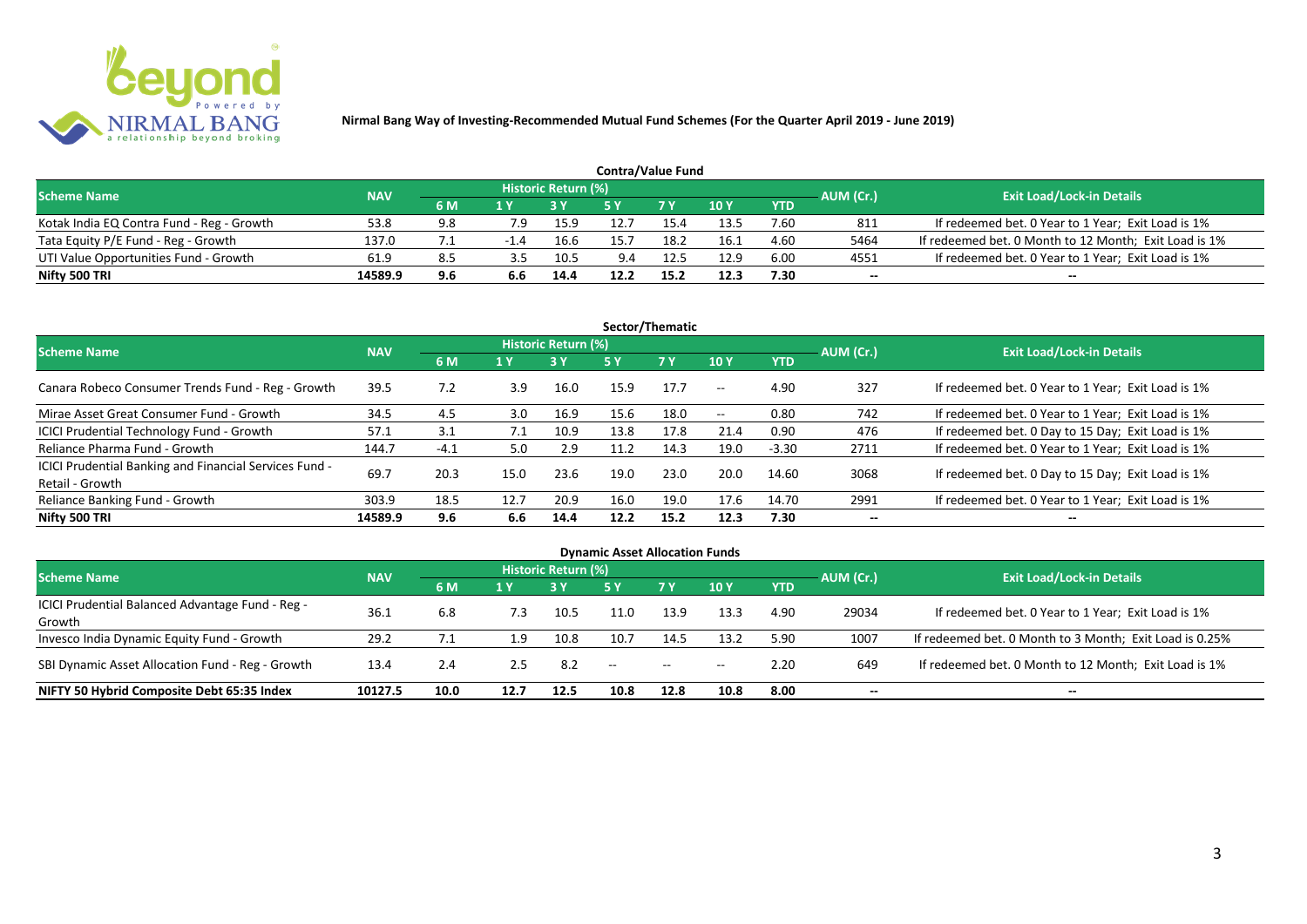**Nirmal Bang Way of Investing-Recommended Mutual Fund Schemes (For the Quarter April 2019 - June 2019)**

## Contra/Value Fund

| Scheme Name | NAV | Historic Return (%) | | | | | | | AUM (Cr.) | Exit Load/Lock-in Details |
|---|---|---|---|---|---|---|---|---|---|---|
| | | 6 M | 1 Y | 3 Y | 5 Y | 7 Y | 10 Y | YTD | | |
| Kotak India EQ Contra Fund - Reg - Growth | 53.8 | 9.8 | 7.9 | 15.9 | 12.7 | 15.4 | 13.5 | 7.60 | 811 | If redeemed bet. 0 Year to 1 Year; Exit Load is 1% |
| Tata Equity P/E Fund - Reg - Growth | 137.0 | 7.1 | -1.4 | 16.6 | 15.7 | 18.2 | 16.1 | 4.60 | 5464 | If redeemed bet. 0 Month to 12 Month; Exit Load is 1% |
| UTI Value Opportunities Fund - Growth | 61.9 | 8.5 | 3.5 | 10.5 | 9.4 | 12.5 | 12.9 | 6.00 | 4551 | If redeemed bet. 0 Year to 1 Year; Exit Load is 1% |
| **Nifty 500 TRI** | **14589.9** | **9.6** | **6.6** | **14.4** | **12.2** | **15.2** | **12.3** | **7.30** | **--** | **--** |

## Sector/Thematic

| Scheme Name | NAV | Historic Return (%) | | | | | | | AUM (Cr.) | Exit Load/Lock-in Details |
|---|---|---|---|---|---|---|---|---|---|---|
| | | 6 M | 1 Y | 3 Y | 5 Y | 7 Y | 10 Y | YTD | | |
| Canara Robeco Consumer Trends Fund - Reg - Growth | 39.5 | 7.2 | 3.9 | 16.0 | 15.9 | 17.7 | -- | 4.90 | 327 | If redeemed bet. 0 Year to 1 Year; Exit Load is 1% |
| Mirae Asset Great Consumer Fund - Growth | 34.5 | 4.5 | 3.0 | 16.9 | 15.6 | 18.0 | -- | 0.80 | 742 | If redeemed bet. 0 Year to 1 Year; Exit Load is 1% |
| ICICI Prudential Technology Fund - Growth | 57.1 | 3.1 | 7.1 | 10.9 | 13.8 | 17.8 | 21.4 | 0.90 | 476 | If redeemed bet. 0 Day to 15 Day; Exit Load is 1% |
| Reliance Pharma Fund - Growth | 144.7 | -4.1 | 5.0 | 2.9 | 11.2 | 14.3 | 19.0 | -3.30 | 2711 | If redeemed bet. 0 Year to 1 Year; Exit Load is 1% |
| ICICI Prudential Banking and Financial Services Fund - Retail - Growth | 69.7 | 20.3 | 15.0 | 23.6 | 19.0 | 23.0 | 20.0 | 14.60 | 3068 | If redeemed bet. 0 Day to 15 Day; Exit Load is 1% |
| Reliance Banking Fund - Growth | 303.9 | 18.5 | 12.7 | 20.9 | 16.0 | 19.0 | 17.6 | 14.70 | 2991 | If redeemed bet. 0 Year to 1 Year; Exit Load is 1% |
| **Nifty 500 TRI** | **14589.9** | **9.6** | **6.6** | **14.4** | **12.2** | **15.2** | **12.3** | **7.30** | **--** | **--** |

## Dynamic Asset Allocation Funds

| Scheme Name | NAV | Historic Return (%) | | | | | | | AUM (Cr.) | Exit Load/Lock-in Details |
|---|---|---|---|---|---|---|---|---|---|---|
| | | 6 M | 1 Y | 3 Y | 5 Y | 7 Y | 10 Y | YTD | | |
| ICICI Prudential Balanced Advantage Fund - Reg - Growth | 36.1 | 6.8 | 7.3 | 10.5 | 11.0 | 13.9 | 13.3 | 4.90 | 29034 | If redeemed bet. 0 Year to 1 Year; Exit Load is 1% |
| Invesco India Dynamic Equity Fund - Growth | 29.2 | 7.1 | 1.9 | 10.8 | 10.7 | 14.5 | 13.2 | 5.90 | 1007 | If redeemed bet. 0 Month to 3 Month; Exit Load is 0.25% |
| SBI Dynamic Asset Allocation Fund - Reg - Growth | 13.4 | 2.4 | 2.5 | 8.2 | -- | -- | -- | 2.20 | 649 | If redeemed bet. 0 Month to 12 Month; Exit Load is 1% |
| **NIFTY 50 Hybrid Composite Debt 65:35 Index** | **10127.5** | **10.0** | **12.7** | **12.5** | **10.8** | **12.8** | **10.8** | **8.00** | **--** | **--** |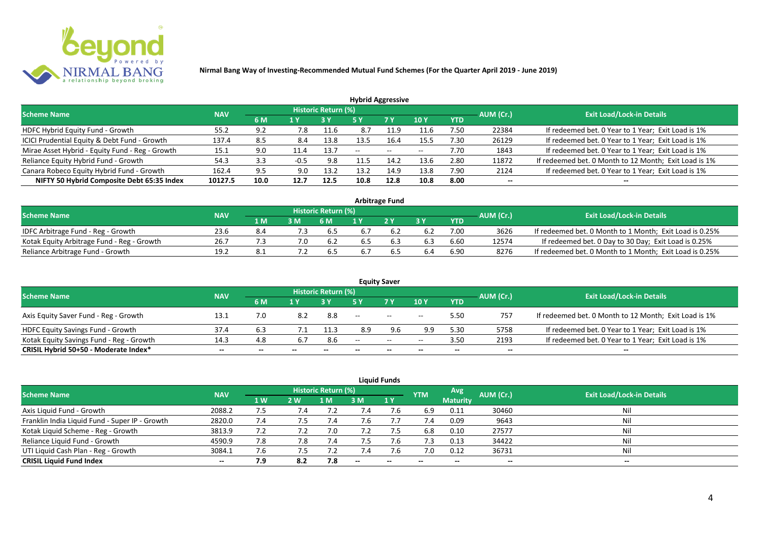**Nirmal Bang Way of Investing-Recommended Mutual Fund Schemes (For the Quarter April 2019 - June 2019)**

## Hybrid Aggressive

| Scheme Name | NAV | Historic Return (%) | | | | | | | AUM (Cr.) | Exit Load/Lock-in Details |
|---|---|---|---|---|---|---|---|---|---|---|
| | | 6 M | 1 Y | 3 Y | 5 Y | 7 Y | 10 Y | YTD | | |
| HDFC Hybrid Equity Fund - Growth | 55.2 | 9.2 | 7.8 | 11.6 | 8.7 | 11.9 | 11.6 | 7.50 | 22384 | If redeemed bet. 0 Year to 1 Year; Exit Load is 1% |
| ICICI Prudential Equity & Debt Fund - Growth | 137.4 | 8.5 | 8.4 | 13.8 | 13.5 | 16.4 | 15.5 | 7.30 | 26129 | If redeemed bet. 0 Year to 1 Year; Exit Load is 1% |
| Mirae Asset Hybrid - Equity Fund - Reg - Growth | 15.1 | 9.0 | 11.4 | 13.7 | -- | -- | -- | 7.70 | 1843 | If redeemed bet. 0 Year to 1 Year; Exit Load is 1% |
| Reliance Equity Hybrid Fund - Growth | 54.3 | 3.3 | -0.5 | 9.8 | 11.5 | 14.2 | 13.6 | 2.80 | 11872 | If redeemed bet. 0 Month to 12 Month; Exit Load is 1% |
| Canara Robeco Equity Hybrid Fund - Growth | 162.4 | 9.5 | 9.0 | 13.2 | 13.2 | 14.9 | 13.8 | 7.90 | 2124 | If redeemed bet. 0 Year to 1 Year; Exit Load is 1% |
| **NIFTY 50 Hybrid Composite Debt 65:35 Index** | **10127.5** | **10.0** | **12.7** | **12.5** | **10.8** | **12.8** | **10.8** | **8.00** | **--** | **--** |

## Arbitrage Fund

| Scheme Name | NAV | Historic Return (%) | | | | | | | AUM (Cr.) | Exit Load/Lock-in Details |
|---|---|---|---|---|---|---|---|---|---|---|
| | | 1 M | 3 M | 6 M | 1 Y | 2 Y | 3 Y | YTD | | |
| IDFC Arbitrage Fund - Reg - Growth | 23.6 | 8.4 | 7.3 | 6.5 | 6.7 | 6.2 | 6.2 | 7.00 | 3626 | If redeemed bet. 0 Month to 1 Month; Exit Load is 0.25% |
| Kotak Equity Arbitrage Fund - Reg - Growth | 26.7 | 7.3 | 7.0 | 6.2 | 6.5 | 6.3 | 6.3 | 6.60 | 12574 | If redeemed bet. 0 Day to 30 Day; Exit Load is 0.25% |
| Reliance Arbitrage Fund - Growth | 19.2 | 8.1 | 7.2 | 6.5 | 6.7 | 6.5 | 6.4 | 6.90 | 8276 | If redeemed bet. 0 Month to 1 Month; Exit Load is 0.25% |

## Equity Saver

| Scheme Name | NAV | Historic Return (%) | | | | | | | AUM (Cr.) | Exit Load/Lock-in Details |
|---|---|---|---|---|---|---|---|---|---|---|
| | | 6 M | 1 Y | 3 Y | 5 Y | 7 Y | 10 Y | YTD | | |
| Axis Equity Saver Fund - Reg - Growth | 13.1 | 7.0 | 8.2 | 8.8 | -- | -- | -- | 5.50 | 757 | If redeemed bet. 0 Month to 12 Month; Exit Load is 1% |
| HDFC Equity Savings Fund - Growth | 37.4 | 6.3 | 7.1 | 11.3 | 8.9 | 9.6 | 9.9 | 5.30 | 5758 | If redeemed bet. 0 Year to 1 Year; Exit Load is 1% |
| Kotak Equity Savings Fund - Reg - Growth | 14.3 | 4.8 | 6.7 | 8.6 | -- | -- | -- | 3.50 | 2193 | If redeemed bet. 0 Year to 1 Year; Exit Load is 1% |
| **CRISIL Hybrid 50+50 - Moderate Index*** | **--** | **--** | **--** | **--** | **--** | **--** | **--** | **--** | **--** | **--** |

## Liquid Funds

| Scheme Name | NAV | Historic Return (%) | | | | | YTM | Avg Maturity | AUM (Cr.) | Exit Load/Lock-in Details |
|---|---|---|---|---|---|---|---|---|---|---|
| | | 1 W | 2 W | 1 M | 3 M | 1 Y | | | | |
| Axis Liquid Fund - Growth | 2088.2 | 7.5 | 7.4 | 7.2 | 7.4 | 7.6 | 6.9 | 0.11 | 30460 | Nil |
| Franklin India Liquid Fund - Super IP - Growth | 2820.0 | 7.4 | 7.5 | 7.4 | 7.6 | 7.7 | 7.4 | 0.09 | 9643 | Nil |
| Kotak Liquid Scheme - Reg - Growth | 3813.9 | 7.2 | 7.2 | 7.0 | 7.2 | 7.5 | 6.8 | 0.10 | 27577 | Nil |
| Reliance Liquid Fund - Growth | 4590.9 | 7.8 | 7.8 | 7.4 | 7.5 | 7.6 | 7.3 | 0.13 | 34422 | Nil |
| UTI Liquid Cash Plan - Reg - Growth | 3084.1 | 7.6 | 7.5 | 7.2 | 7.4 | 7.6 | 7.0 | 0.12 | 36731 | Nil |
| **CRISIL Liquid Fund Index** | **--** | **7.9** | **8.2** | **7.8** | **--** | **--** | **--** | **--** | **--** | **--** |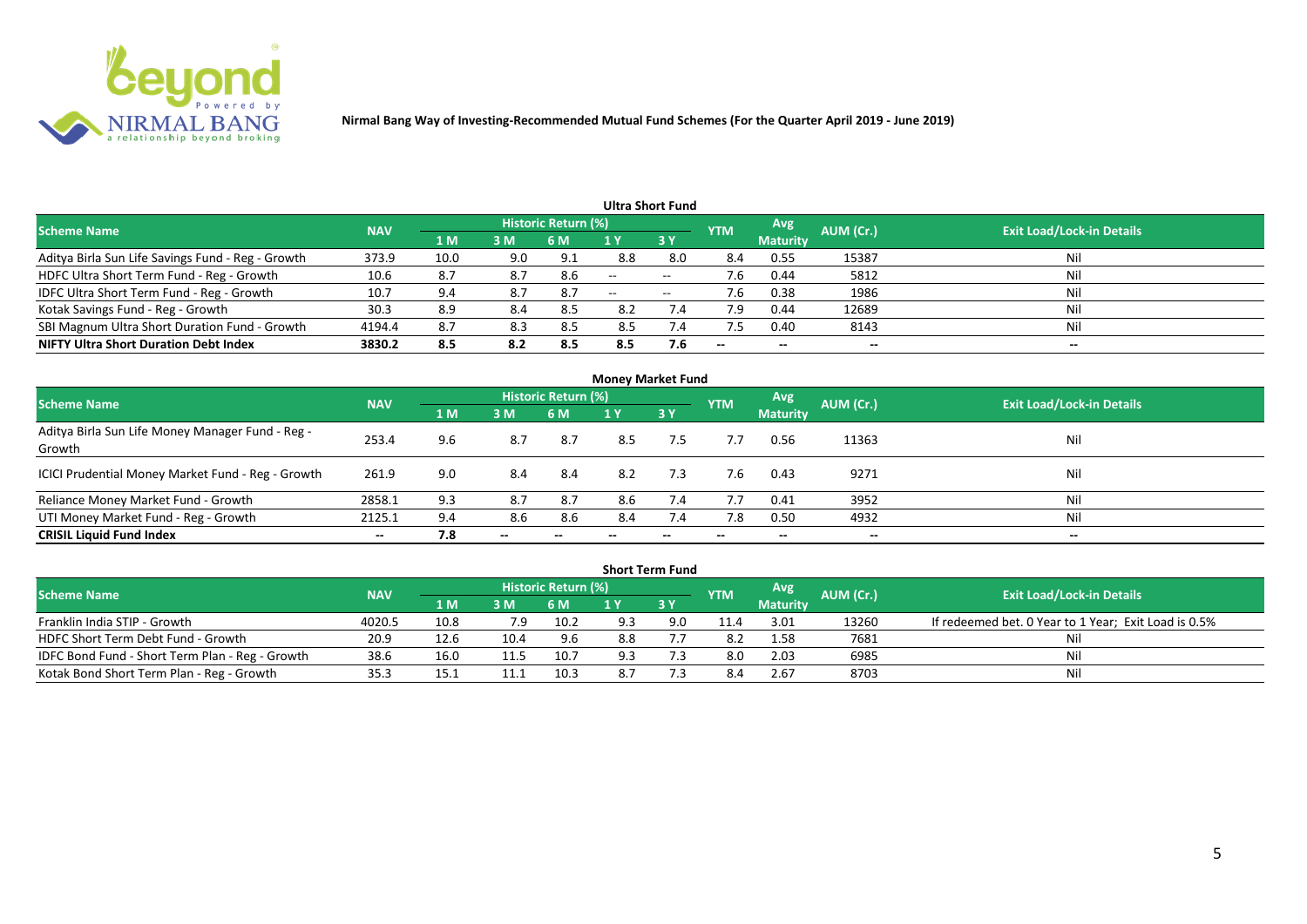**Nirmal Bang Way of Investing-Recommended Mutual Fund Schemes (For the Quarter April 2019 - June 2019)**

### Ultra Short Fund

| Scheme Name | NAV | Historic Return (%) | | | | | YTM | Avg Maturity | AUM (Cr.) | Exit Load/Lock-in Details |
|---|---|---|---|---|---|---|---|---|---|---|
| | | 1 M | 3 M | 6 M | 1 Y | 3 Y | | | | |
| Aditya Birla Sun Life Savings Fund - Reg - Growth | 373.9 | 10.0 | 9.0 | 9.1 | 8.8 | 8.0 | 8.4 | 0.55 | 15387 | Nil |
| HDFC Ultra Short Term Fund - Reg - Growth | 10.6 | 8.7 | 8.7 | 8.6 | -- | -- | 7.6 | 0.44 | 5812 | Nil |
| IDFC Ultra Short Term Fund - Reg - Growth | 10.7 | 9.4 | 8.7 | 8.7 | -- | -- | 7.6 | 0.38 | 1986 | Nil |
| Kotak Savings Fund - Reg - Growth | 30.3 | 8.9 | 8.4 | 8.5 | 8.2 | 7.4 | 7.9 | 0.44 | 12689 | Nil |
| SBI Magnum Ultra Short Duration Fund - Growth | 4194.4 | 8.7 | 8.3 | 8.5 | 8.5 | 7.4 | 7.5 | 0.40 | 8143 | Nil |
| **NIFTY Ultra Short Duration Debt Index** | **3830.2** | **8.5** | **8.2** | **8.5** | **8.5** | **7.6** | **--** | **--** | **--** | **--** |

### Money Market Fund

| Scheme Name | NAV | Historic Return (%) | | | | | YTM | Avg Maturity | AUM (Cr.) | Exit Load/Lock-in Details |
|---|---|---|---|---|---|---|---|---|---|---|
| | | 1 M | 3 M | 6 M | 1 Y | 3 Y | | | | |
| Aditya Birla Sun Life Money Manager Fund - Reg - Growth | 253.4 | 9.6 | 8.7 | 8.7 | 8.5 | 7.5 | 7.7 | 0.56 | 11363 | Nil |
| ICICI Prudential Money Market Fund - Reg - Growth | 261.9 | 9.0 | 8.4 | 8.4 | 8.2 | 7.3 | 7.6 | 0.43 | 9271 | Nil |
| Reliance Money Market Fund - Growth | 2858.1 | 9.3 | 8.7 | 8.7 | 8.6 | 7.4 | 7.7 | 0.41 | 3952 | Nil |
| UTI Money Market Fund - Reg - Growth | 2125.1 | 9.4 | 8.6 | 8.6 | 8.4 | 7.4 | 7.8 | 0.50 | 4932 | Nil |
| **CRISIL Liquid Fund Index** | **--** | **7.8** | **--** | **--** | **--** | **--** | **--** | **--** | **--** | **--** |

### Short Term Fund

| Scheme Name | NAV | Historic Return (%) | | | | | YTM | Avg Maturity | AUM (Cr.) | Exit Load/Lock-in Details |
|---|---|---|---|---|---|---|---|---|---|---|
| | | 1 M | 3 M | 6 M | 1 Y | 3 Y | | | | |
| Franklin India STIP - Growth | 4020.5 | 10.8 | 7.9 | 10.2 | 9.3 | 9.0 | 11.4 | 3.01 | 13260 | If redeemed bet. 0 Year to 1 Year; Exit Load is 0.5% |
| HDFC Short Term Debt Fund - Growth | 20.9 | 12.6 | 10.4 | 9.6 | 8.8 | 7.7 | 8.2 | 1.58 | 7681 | Nil |
| IDFC Bond Fund - Short Term Plan - Reg - Growth | 38.6 | 16.0 | 11.5 | 10.7 | 9.3 | 7.3 | 8.0 | 2.03 | 6985 | Nil |
| Kotak Bond Short Term Plan - Reg - Growth | 35.3 | 15.1 | 11.1 | 10.3 | 8.7 | 7.3 | 8.4 | 2.67 | 8703 | Nil |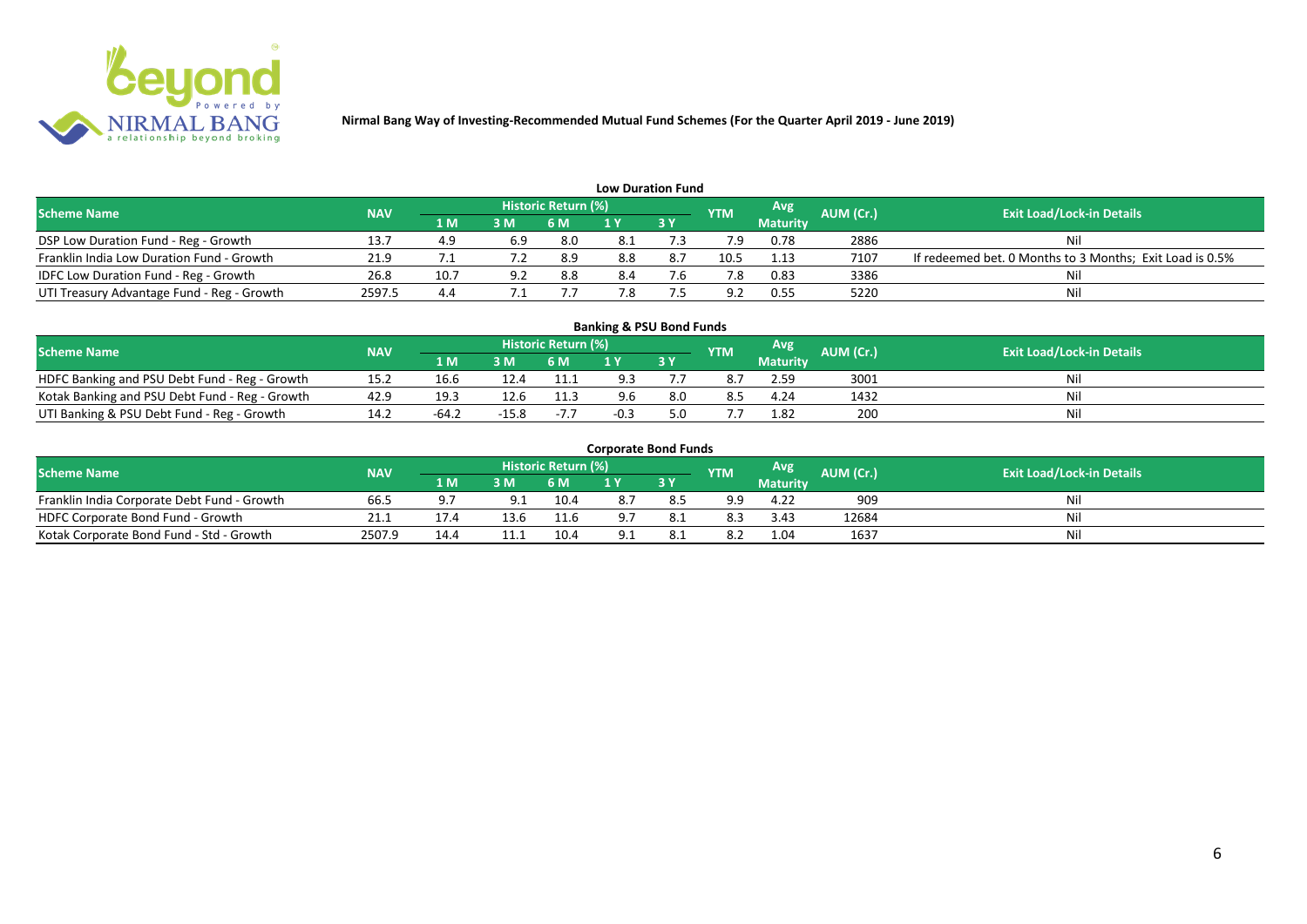Nirmal Bang Way of Investing-Recommended Mutual Fund Schemes (For the Quarter April 2019 - June 2019)

## Low Duration Fund

| Scheme Name | NAV | Historic Return (%) | | | | | YTM | Avg Maturity | AUM (Cr.) | Exit Load/Lock-in Details |
|---|---|---|---|---|---|---|---|---|---|---|
| | | 1 M | 3 M | 6 M | 1 Y | 3 Y | | | | |
| DSP Low Duration Fund - Reg - Growth | 13.7 | 4.9 | 6.9 | 8.0 | 8.1 | 7.3 | 7.9 | 0.78 | 2886 | Nil |
| Franklin India Low Duration Fund - Growth | 21.9 | 7.1 | 7.2 | 8.9 | 8.8 | 8.7 | 10.5 | 1.13 | 7107 | If redeemed bet. 0 Months to 3 Months; Exit Load is 0.5% |
| IDFC Low Duration Fund - Reg - Growth | 26.8 | 10.7 | 9.2 | 8.8 | 8.4 | 7.6 | 7.8 | 0.83 | 3386 | Nil |
| UTI Treasury Advantage Fund - Reg - Growth | 2597.5 | 4.4 | 7.1 | 7.7 | 7.8 | 7.5 | 9.2 | 0.55 | 5220 | Nil |

## Banking & PSU Bond Funds

| Scheme Name | NAV | Historic Return (%) | | | | | YTM | Avg Maturity | AUM (Cr.) | Exit Load/Lock-in Details |
|---|---|---|---|---|---|---|---|---|---|---|
| | | 1 M | 3 M | 6 M | 1 Y | 3 Y | | | | |
| HDFC Banking and PSU Debt Fund - Reg - Growth | 15.2 | 16.6 | 12.4 | 11.1 | 9.3 | 7.7 | 8.7 | 2.59 | 3001 | Nil |
| Kotak Banking and PSU Debt Fund - Reg - Growth | 42.9 | 19.3 | 12.6 | 11.3 | 9.6 | 8.0 | 8.5 | 4.24 | 1432 | Nil |
| UTI Banking & PSU Debt Fund - Reg - Growth | 14.2 | -64.2 | -15.8 | -7.7 | -0.3 | 5.0 | 7.7 | 1.82 | 200 | Nil |

## Corporate Bond Funds

| Scheme Name | NAV | Historic Return (%) | | | | | YTM | Avg Maturity | AUM (Cr.) | Exit Load/Lock-in Details |
|---|---|---|---|---|---|---|---|---|---|---|
| | | 1 M | 3 M | 6 M | 1 Y | 3 Y | | | | |
| Franklin India Corporate Debt Fund - Growth | 66.5 | 9.7 | 9.1 | 10.4 | 8.7 | 8.5 | 9.9 | 4.22 | 909 | Nil |
| HDFC Corporate Bond Fund - Growth | 21.1 | 17.4 | 13.6 | 11.6 | 9.7 | 8.1 | 8.3 | 3.43 | 12684 | Nil |
| Kotak Corporate Bond Fund - Std - Growth | 2507.9 | 14.4 | 11.1 | 10.4 | 9.1 | 8.1 | 8.2 | 1.04 | 1637 | Nil |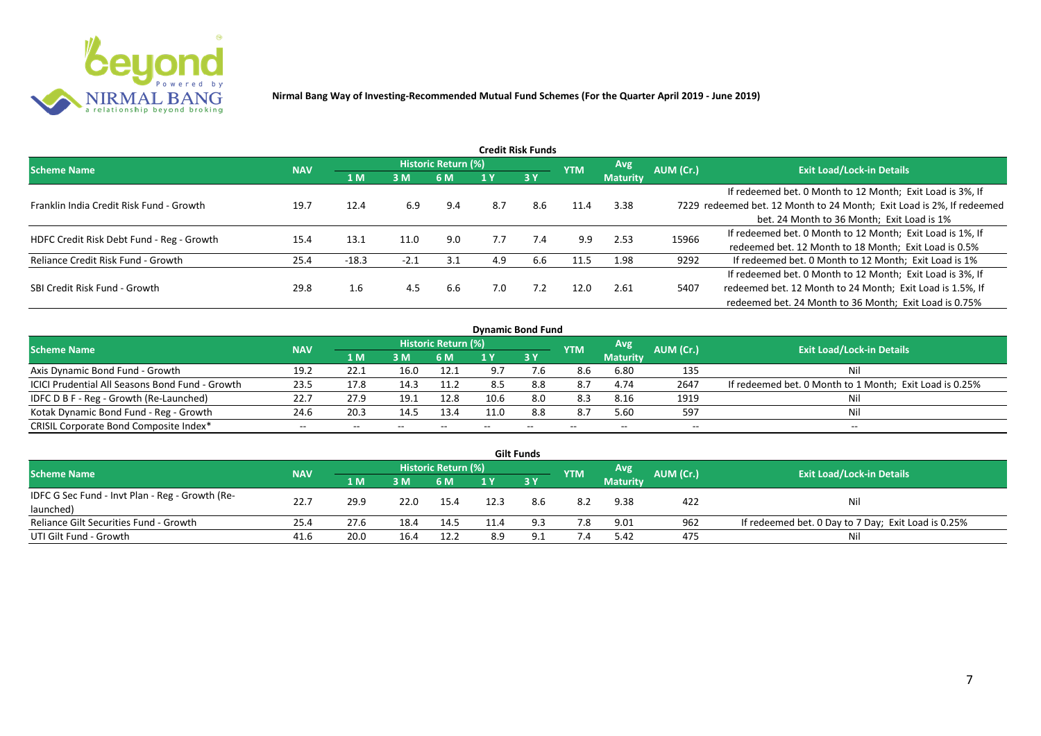**Nirmal Bang Way of Investing-Recommended Mutual Fund Schemes (For the Quarter April 2019 - June 2019)**

### Credit Risk Funds

| Scheme Name | NAV | Historic Return (%) | | | | | YTM | Avg Maturity | AUM (Cr.) | Exit Load/Lock-in Details |
|---|---|---|---|---|---|---|---|---|---|---|
| | | 1 M | 3 M | 6 M | 1 Y | 3 Y | | | | |
| Franklin India Credit Risk Fund - Growth | 19.7 | 12.4 | 6.9 | 9.4 | 8.7 | 8.6 | 11.4 | 3.38 | 7229 | If redeemed bet. 0 Month to 12 Month; Exit Load is 3%, If redeemed bet. 12 Month to 24 Month; Exit Load is 2%, If redeemed bet. 24 Month to 36 Month; Exit Load is 1% |
| HDFC Credit Risk Debt Fund - Reg - Growth | 15.4 | 13.1 | 11.0 | 9.0 | 7.7 | 7.4 | 9.9 | 2.53 | 15966 | If redeemed bet. 0 Month to 12 Month; Exit Load is 1%, If redeemed bet. 12 Month to 18 Month; Exit Load is 0.5% |
| Reliance Credit Risk Fund - Growth | 25.4 | -18.3 | -2.1 | 3.1 | 4.9 | 6.6 | 11.5 | 1.98 | 9292 | If redeemed bet. 0 Month to 12 Month; Exit Load is 1% |
| SBI Credit Risk Fund - Growth | 29.8 | 1.6 | 4.5 | 6.6 | 7.0 | 7.2 | 12.0 | 2.61 | 5407 | If redeemed bet. 0 Month to 12 Month; Exit Load is 3%, If redeemed bet. 12 Month to 24 Month; Exit Load is 1.5%, If redeemed bet. 24 Month to 36 Month; Exit Load is 0.75% |

### Dynamic Bond Fund

| Scheme Name | NAV | Historic Return (%) | | | | | YTM | Avg Maturity | AUM (Cr.) | Exit Load/Lock-in Details |
|---|---|---|---|---|---|---|---|---|---|---|
| | | 1 M | 3 M | 6 M | 1 Y | 3 Y | | | | |
| Axis Dynamic Bond Fund - Growth | 19.2 | 22.1 | 16.0 | 12.1 | 9.7 | 7.6 | 8.6 | 6.80 | 135 | Nil |
| ICICI Prudential All Seasons Bond Fund - Growth | 23.5 | 17.8 | 14.3 | 11.2 | 8.5 | 8.8 | 8.7 | 4.74 | 2647 | If redeemed bet. 0 Month to 1 Month; Exit Load is 0.25% |
| IDFC D B F - Reg - Growth (Re-Launched) | 22.7 | 27.9 | 19.1 | 12.8 | 10.6 | 8.0 | 8.3 | 8.16 | 1919 | Nil |
| Kotak Dynamic Bond Fund - Reg - Growth | 24.6 | 20.3 | 14.5 | 13.4 | 11.0 | 8.8 | 8.7 | 5.60 | 597 | Nil |
| CRISIL Corporate Bond Composite Index* | -- | -- | -- | -- | -- | -- | -- | -- | -- | -- |

### Gilt Funds

| Scheme Name | NAV | Historic Return (%) | | | | | YTM | Avg Maturity | AUM (Cr.) | Exit Load/Lock-in Details |
|---|---|---|---|---|---|---|---|---|---|---|
| | | 1 M | 3 M | 6 M | 1 Y | 3 Y | | | | |
| IDFC G Sec Fund - Invt Plan - Reg - Growth (Re-launched) | 22.7 | 29.9 | 22.0 | 15.4 | 12.3 | 8.6 | 8.2 | 9.38 | 422 | Nil |
| Reliance Gilt Securities Fund - Growth | 25.4 | 27.6 | 18.4 | 14.5 | 11.4 | 9.3 | 7.8 | 9.01 | 962 | If redeemed bet. 0 Day to 7 Day; Exit Load is 0.25% |
| UTI Gilt Fund - Growth | 41.6 | 20.0 | 16.4 | 12.2 | 8.9 | 9.1 | 7.4 | 5.42 | 475 | Nil |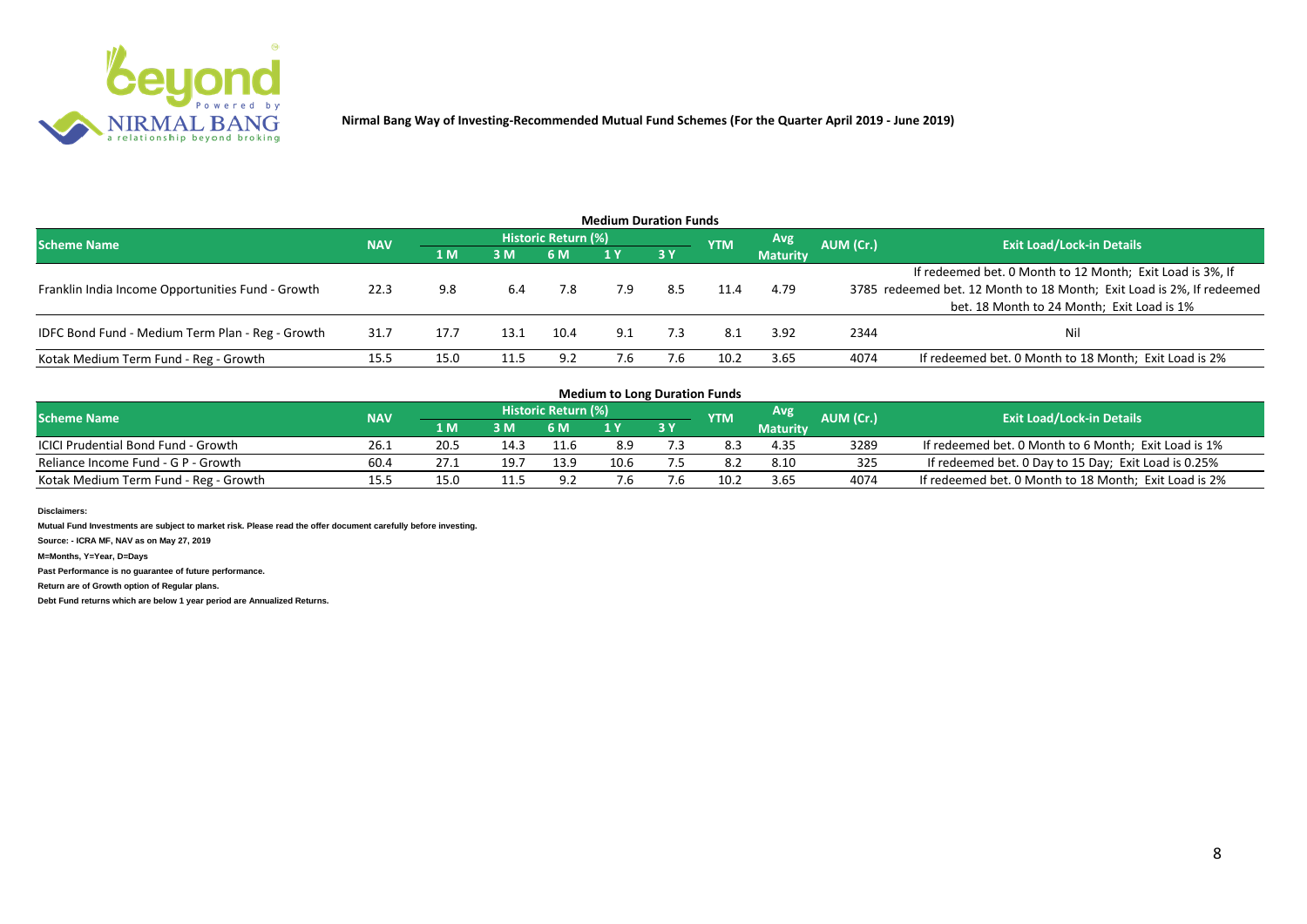**Nirmal Bang Way of Investing-Recommended Mutual Fund Schemes (For the Quarter April 2019 - June 2019)**

### Medium Duration Funds

| Scheme Name | NAV | Historic Return (%) | | | | | YTM | Avg Maturity | AUM (Cr.) | Exit Load/Lock-in Details |
|---|---|---|---|---|---|---|---|---|---|---|
| | | 1 M | 3 M | 6 M | 1 Y | 3 Y | | | | |
| Franklin India Income Opportunities Fund - Growth | 22.3 | 9.8 | 6.4 | 7.8 | 7.9 | 8.5 | 11.4 | 4.79 | 3785 | If redeemed bet. 0 Month to 12 Month; Exit Load is 3%, If redeemed bet. 12 Month to 18 Month; Exit Load is 2%, If redeemed bet. 18 Month to 24 Month; Exit Load is 1% |
| IDFC Bond Fund - Medium Term Plan - Reg - Growth | 31.7 | 17.7 | 13.1 | 10.4 | 9.1 | 7.3 | 8.1 | 3.92 | 2344 | Nil |
| Kotak Medium Term Fund - Reg - Growth | 15.5 | 15.0 | 11.5 | 9.2 | 7.6 | 7.6 | 10.2 | 3.65 | 4074 | If redeemed bet. 0 Month to 18 Month; Exit Load is 2% |

### Medium to Long Duration Funds

| Scheme Name | NAV | Historic Return (%) | | | | | YTM | Avg Maturity | AUM (Cr.) | Exit Load/Lock-in Details |
|---|---|---|---|---|---|---|---|---|---|---|
| | | 1 M | 3 M | 6 M | 1 Y | 3 Y | | | | |
| ICICI Prudential Bond Fund - Growth | 26.1 | 20.5 | 14.3 | 11.6 | 8.9 | 7.3 | 8.3 | 4.35 | 3289 | If redeemed bet. 0 Month to 6 Month; Exit Load is 1% |
| Reliance Income Fund - G P - Growth | 60.4 | 27.1 | 19.7 | 13.9 | 10.6 | 7.5 | 8.2 | 8.10 | 325 | If redeemed bet. 0 Day to 15 Day; Exit Load is 0.25% |
| Kotak Medium Term Fund - Reg - Growth | 15.5 | 15.0 | 11.5 | 9.2 | 7.6 | 7.6 | 10.2 | 3.65 | 4074 | If redeemed bet. 0 Month to 18 Month; Exit Load is 2% |

**Disclaimers:**

**Mutual Fund Investments are subject to market risk. Please read the offer document carefully before investing.**

**Source: - ICRA MF, NAV as on May 27, 2019**

**M=Months, Y=Year, D=Days**

**Past Performance is no guarantee of future performance.**

**Return are of Growth option of Regular plans.**

**Debt Fund returns which are below 1 year period are Annualized Returns.**